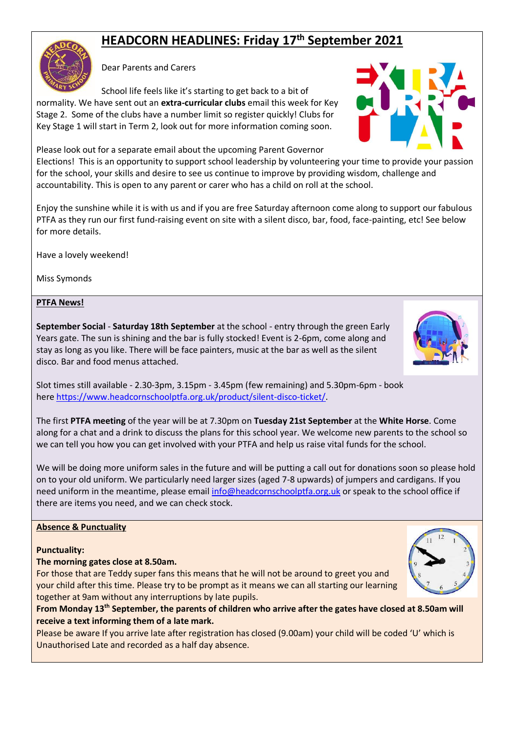# HEADCORN HEADLINES: Friday 17th September 2021

Dear Parents and Carers

School life feels like it's starting to get back to a bit of normality. We have sent out an **extra-curricular clubs** email this week for Key Stage 2. Some of the clubs have a number limit so register quickly! Clubs for Key Stage 1 will start in Term 2, look out for more information coming soon.

Please look out for a separate email about the upcoming Parent Governor Elections! This is an opportunity to support school leadership by volunteering your time to provide your passion for the school, your skills and desire to see us continue to improve by providing wisdom, challenge and accountability. This is open to any parent or carer who has a child on roll at the school.

Enjoy the sunshine while it is with us and if you are free Saturday afternoon come along to support our fabulous PTFA as they run our first fund-raising event on site with a silent disco, bar, food, face-painting, etc! See below for more details.

Have a lovely weekend!

Miss Symonds

## PTFA News!

**September Social** - **Saturday 18th September** at the school - entry through the green Early Years gate. The sun is shining and the bar is fully stocked! Event is 2-6pm, come along and stay as long as you like. There will be face painters, music at the bar as well as the silent disco. Bar and food menus attached.

Slot times still available - 2.30-3pm, 3.15pm - 3.45pm (few remaining) and 5.30pm-6pm - book here https://www.headcornschoolptfa.org.uk/product/silent-disco-ticket/.

The first **PTFA meeting** of the year will be at 7.30pm on **Tuesday 21st September** at the **White Horse**. Come along for a chat and a drink to discuss the plans for this school year. We welcome new parents to the school so we can tell you how you can get involved with your PTFA and help us raise vital funds for the school.

We will be doing more uniform sales in the future and will be putting a call out for donations soon so please hold on to your old uniform. We particularly need larger sizes (aged 7-8 upwards) of jumpers and cardigans. If you need uniform in the meantime, please email info@headcornschoolptfa.org.uk or speak to the school office if there are items you need, and we can check stock.

## Absence & Punctuality

**Punctuality:**

**The morning gates close at 8.50am.**

For those that are Teddy super fans this means that he will not be around to greet you and your child after this time. Please try to be prompt as it means we can all starting our learning together at 9am without any interruptions by late pupils.

**From Monday 13th September, the parents of children who arrive after the gates have closed at 8.50am will receive a text informing them of a late mark.**

Please be aware If you arrive late after registration has closed (9.00am) your child will be coded 'U' which is Unauthorised Late and recorded as a half day absence.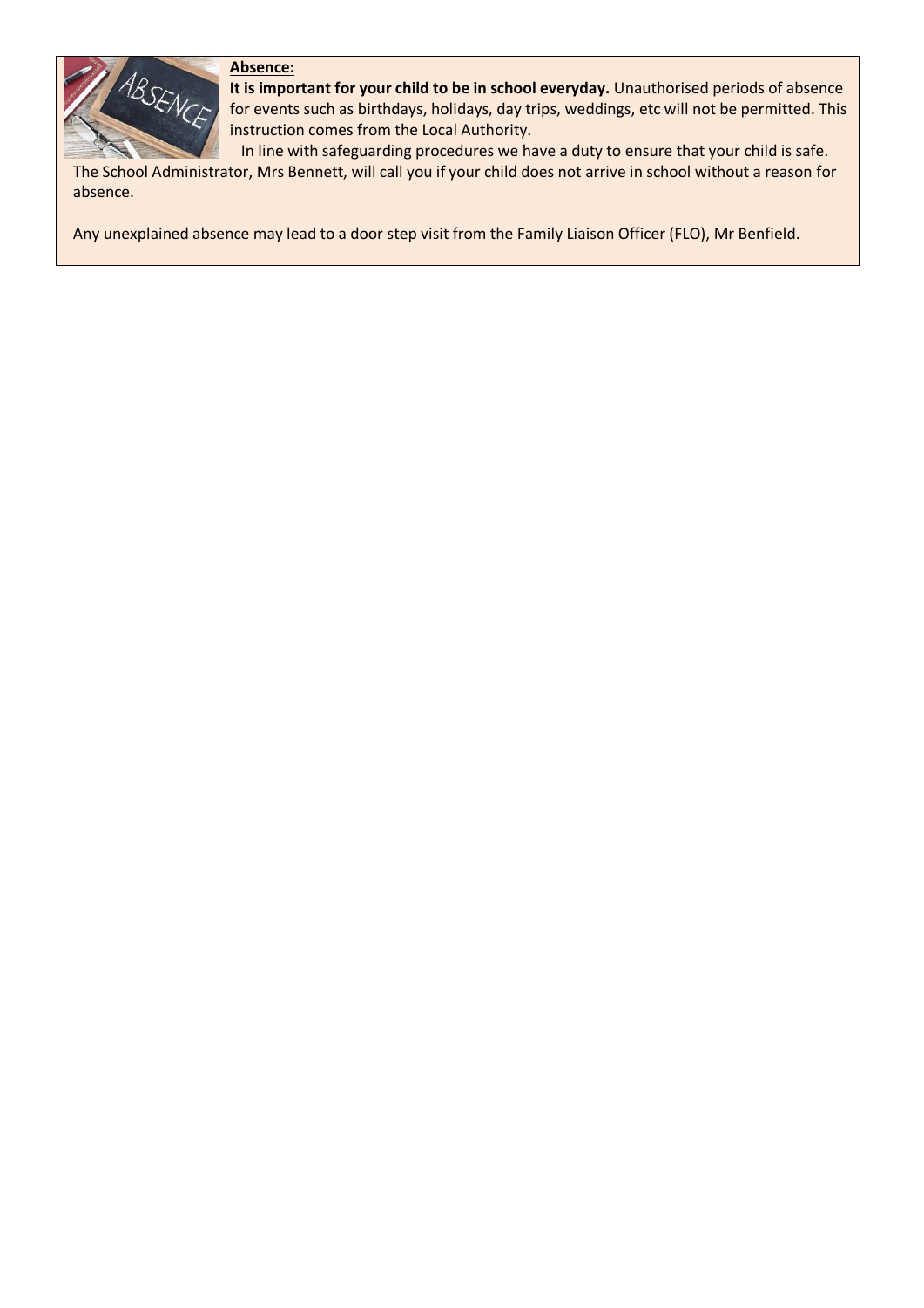**Absence:**

**It is important for your child to be in school everyday.** Unauthorised periods of absence for events such as birthdays, holidays, day trips, weddings, etc will not be permitted. This instruction comes from the Local Authority.

In line with safeguarding procedures we have a duty to ensure that your child is safe. The School Administrator, Mrs Bennett, will call you if your child does not arrive in school without a reason for absence.

Any unexplained absence may lead to a door step visit from the Family Liaison Officer (FLO), Mr Benfield.